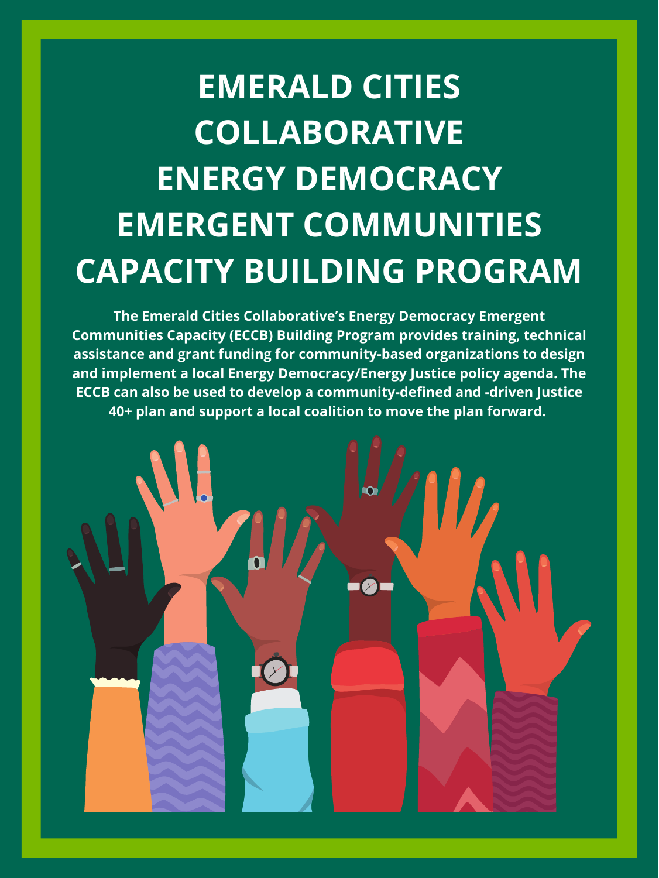# EMERALD CITIES COLLABORATIVE ENERGY DEMOCRACY EMERGENT COMMUNITIES CAPACITY BUILDING PROGRAM

**The Emerald Cities Collaborative's Energy Democracy Emergent Communities Capacity (ECCB) Building Program provides training, technical assistance and grant funding for community-based organizations to design and implement a local Energy Democracy/Energy Justice policy agenda. The ECCB can also be used to develop a community-defined and -driven Justice 40+ plan and support a local coalition to move the plan forward.**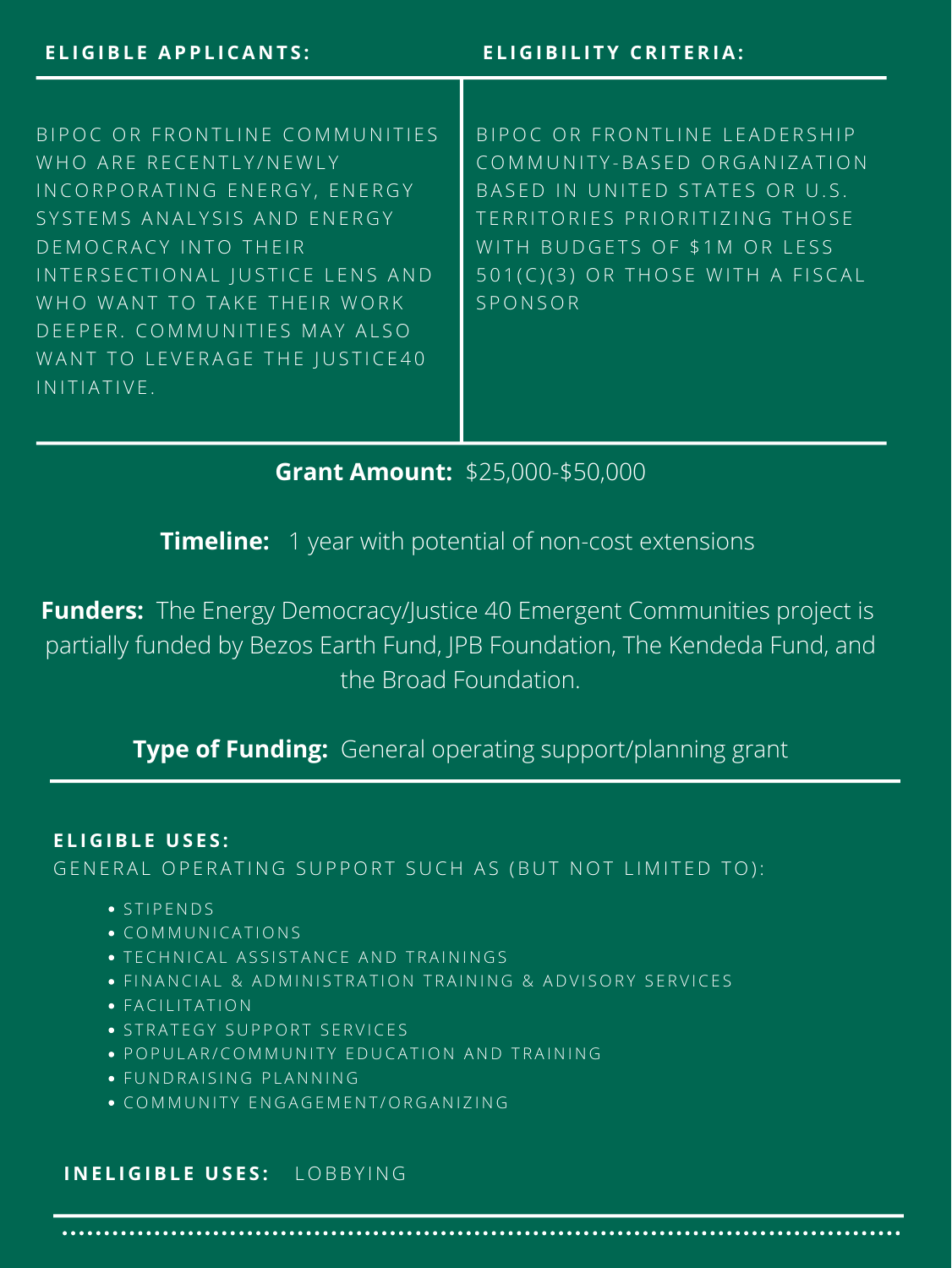| ELIGIBLE APPLICANTS: | ELIGIBILITY CRITERIA: |
| --- | --- |
| BIPOC OR FRONTLINE COMMUNITIES WHO ARE RECENTLY/NEWLY INCORPORATING ENERGY, ENERGY SYSTEMS ANALYSIS AND ENERGY DEMOCRACY INTO THEIR INTERSECTIONAL JUSTICE LENS AND WHO WANT TO TAKE THEIR WORK DEEPER. COMMUNITIES MAY ALSO WANT TO LEVERAGE THE JUSTICE40 INITIATIVE. | BIPOC OR FRONTLINE LEADERSHIP COMMUNITY-BASED ORGANIZATION BASED IN UNITED STATES OR U.S. TERRITORIES PRIORITIZING THOSE WITH BUDGETS OF $1M OR LESS 501(C)(3) OR THOSE WITH A FISCAL SPONSOR |

**Grant Amount:** $25,000-$50,000

**Timeline:** 1 year with potential of non-cost extensions

**Funders:** The Energy Democracy/Justice 40 Emergent Communities project is partially funded by Bezos Earth Fund, JPB Foundation, The Kendeda Fund, and the Broad Foundation.

**Type of Funding:** General operating support/planning grant

**ELIGIBLE USES:**

GENERAL OPERATING SUPPORT SUCH AS (BUT NOT LIMITED TO):

- STIPENDS
- COMMUNICATIONS
- TECHNICAL ASSISTANCE AND TRAININGS
- FINANCIAL & ADMINISTRATION TRAINING & ADVISORY SERVICES
- FACILITATION
- STRATEGY SUPPORT SERVICES
- POPULAR/COMMUNITY EDUCATION AND TRAINING
- FUNDRAISING PLANNING
- COMMUNITY ENGAGEMENT/ORGANIZING

**INELIGIBLE USES:** LOBBYING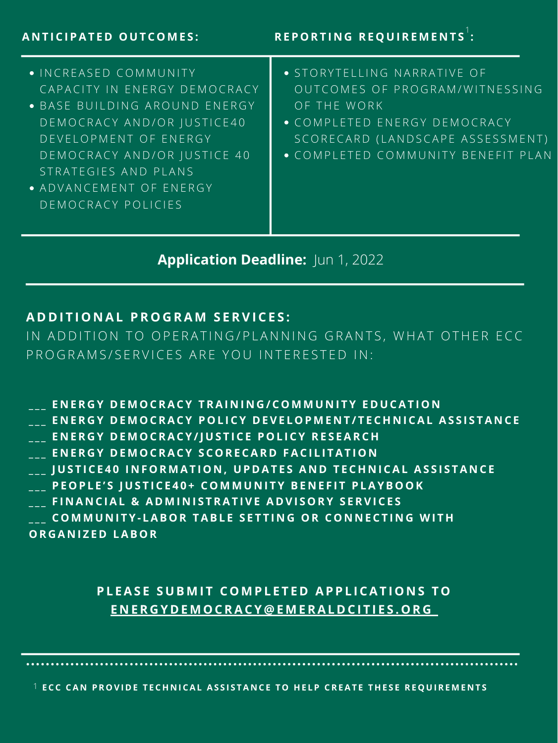| **ANTICIPATED OUTCOMES:** | **REPORTING REQUIREMENTS[1]:** |
| --- | --- |
| • INCREASED COMMUNITY CAPACITY IN ENERGY DEMOCRACY<br>• BASE BUILDING AROUND ENERGY DEMOCRACY AND/OR JUSTICE40 DEVELOPMENT OF ENERGY DEMOCRACY AND/OR JUSTICE 40 STRATEGIES AND PLANS<br>• ADVANCEMENT OF ENERGY DEMOCRACY POLICIES | • STORYTELLING NARRATIVE OF OUTCOMES OF PROGRAM/WITNESSING OF THE WORK<br>• COMPLETED ENERGY DEMOCRACY SCORECARD (LANDSCAPE ASSESSMENT)<br>• COMPLETED COMMUNITY BENEFIT PLAN |

**Application Deadline:** Jun 1, 2022

## ADDITIONAL PROGRAM SERVICES:

IN ADDITION TO OPERATING/PLANNING GRANTS, WHAT OTHER ECC PROGRAMS/SERVICES ARE YOU INTERESTED IN:

___ **ENERGY DEMOCRACY TRAINING/COMMUNITY EDUCATION**
___ **ENERGY DEMOCRACY POLICY DEVELOPMENT/TECHNICAL ASSISTANCE**
___ **ENERGY DEMOCRACY/JUSTICE POLICY RESEARCH**
___ **ENERGY DEMOCRACY SCORECARD FACILITATION**
___ **JUSTICE40 INFORMATION, UPDATES AND TECHNICAL ASSISTANCE**
___ **PEOPLE'S JUSTICE40+ COMMUNITY BENEFIT PLAYBOOK**
___ **FINANCIAL & ADMINISTRATIVE ADVISORY SERVICES**
___ **COMMUNITY-LABOR TABLE SETTING OR CONNECTING WITH ORGANIZED LABOR**

**PLEASE SUBMIT COMPLETED APPLICATIONS TO ENERGYDEMOCRACY@EMERALDCITIES.ORG**

[1] **ECC CAN PROVIDE TECHNICAL ASSISTANCE TO HELP CREATE THESE REQUIREMENTS**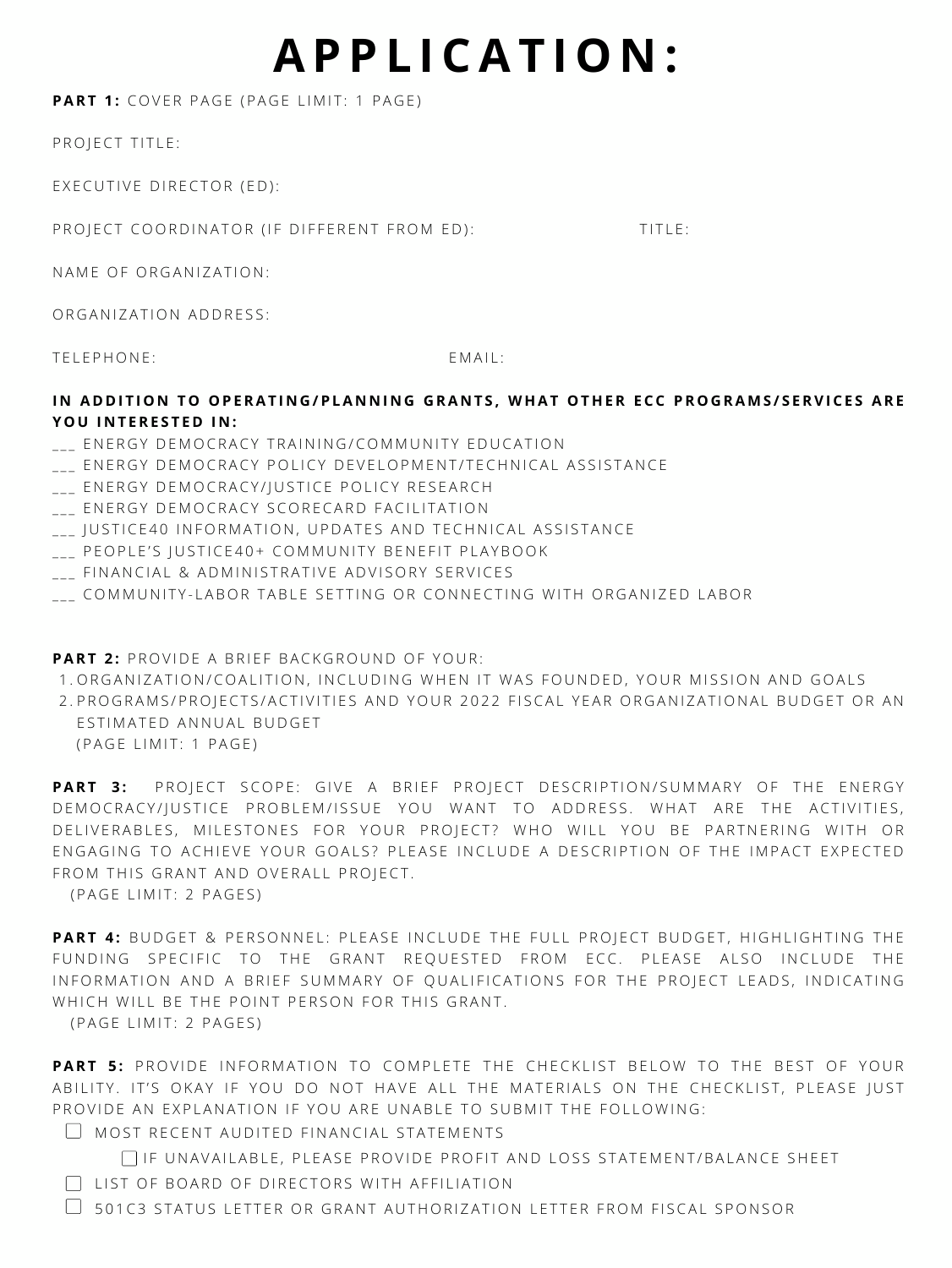# APPLICATION:

**PART 1:** COVER PAGE (PAGE LIMIT: 1 PAGE)

PROJECT TITLE:

EXECUTIVE DIRECTOR (ED):

PROJECT COORDINATOR (IF DIFFERENT FROM ED): TITLE:

NAME OF ORGANIZATION:

ORGANIZATION ADDRESS:

TELEPHONE: EMAIL:

**IN ADDITION TO OPERATING/PLANNING GRANTS, WHAT OTHER ECC PROGRAMS/SERVICES ARE YOU INTERESTED IN:**

___ ENERGY DEMOCRACY TRAINING/COMMUNITY EDUCATION
___ ENERGY DEMOCRACY POLICY DEVELOPMENT/TECHNICAL ASSISTANCE
___ ENERGY DEMOCRACY/JUSTICE POLICY RESEARCH
___ ENERGY DEMOCRACY SCORECARD FACILITATION
___ JUSTICE40 INFORMATION, UPDATES AND TECHNICAL ASSISTANCE
___ PEOPLE'S JUSTICE40+ COMMUNITY BENEFIT PLAYBOOK
___ FINANCIAL & ADMINISTRATIVE ADVISORY SERVICES
___ COMMUNITY-LABOR TABLE SETTING OR CONNECTING WITH ORGANIZED LABOR

**PART 2:** PROVIDE A BRIEF BACKGROUND OF YOUR:

1. ORGANIZATION/COALITION, INCLUDING WHEN IT WAS FOUNDED, YOUR MISSION AND GOALS
2. PROGRAMS/PROJECTS/ACTIVITIES AND YOUR 2022 FISCAL YEAR ORGANIZATIONAL BUDGET OR AN ESTIMATED ANNUAL BUDGET
   (PAGE LIMIT: 1 PAGE)

**PART 3:** PROJECT SCOPE: GIVE A BRIEF PROJECT DESCRIPTION/SUMMARY OF THE ENERGY DEMOCRACY/JUSTICE PROBLEM/ISSUE YOU WANT TO ADDRESS. WHAT ARE THE ACTIVITIES, DELIVERABLES, MILESTONES FOR YOUR PROJECT? WHO WILL YOU BE PARTNERING WITH OR ENGAGING TO ACHIEVE YOUR GOALS? PLEASE INCLUDE A DESCRIPTION OF THE IMPACT EXPECTED FROM THIS GRANT AND OVERALL PROJECT.
(PAGE LIMIT: 2 PAGES)

**PART 4:** BUDGET & PERSONNEL: PLEASE INCLUDE THE FULL PROJECT BUDGET, HIGHLIGHTING THE FUNDING SPECIFIC TO THE GRANT REQUESTED FROM ECC. PLEASE ALSO INCLUDE THE INFORMATION AND A BRIEF SUMMARY OF QUALIFICATIONS FOR THE PROJECT LEADS, INDICATING WHICH WILL BE THE POINT PERSON FOR THIS GRANT.
(PAGE LIMIT: 2 PAGES)

**PART 5:** PROVIDE INFORMATION TO COMPLETE THE CHECKLIST BELOW TO THE BEST OF YOUR ABILITY. IT'S OKAY IF YOU DO NOT HAVE ALL THE MATERIALS ON THE CHECKLIST, PLEASE JUST PROVIDE AN EXPLANATION IF YOU ARE UNABLE TO SUBMIT THE FOLLOWING:

- [ ] MOST RECENT AUDITED FINANCIAL STATEMENTS
  - [ ] IF UNAVAILABLE, PLEASE PROVIDE PROFIT AND LOSS STATEMENT/BALANCE SHEET
- [ ] LIST OF BOARD OF DIRECTORS WITH AFFILIATION
- [ ] 501C3 STATUS LETTER OR GRANT AUTHORIZATION LETTER FROM FISCAL SPONSOR